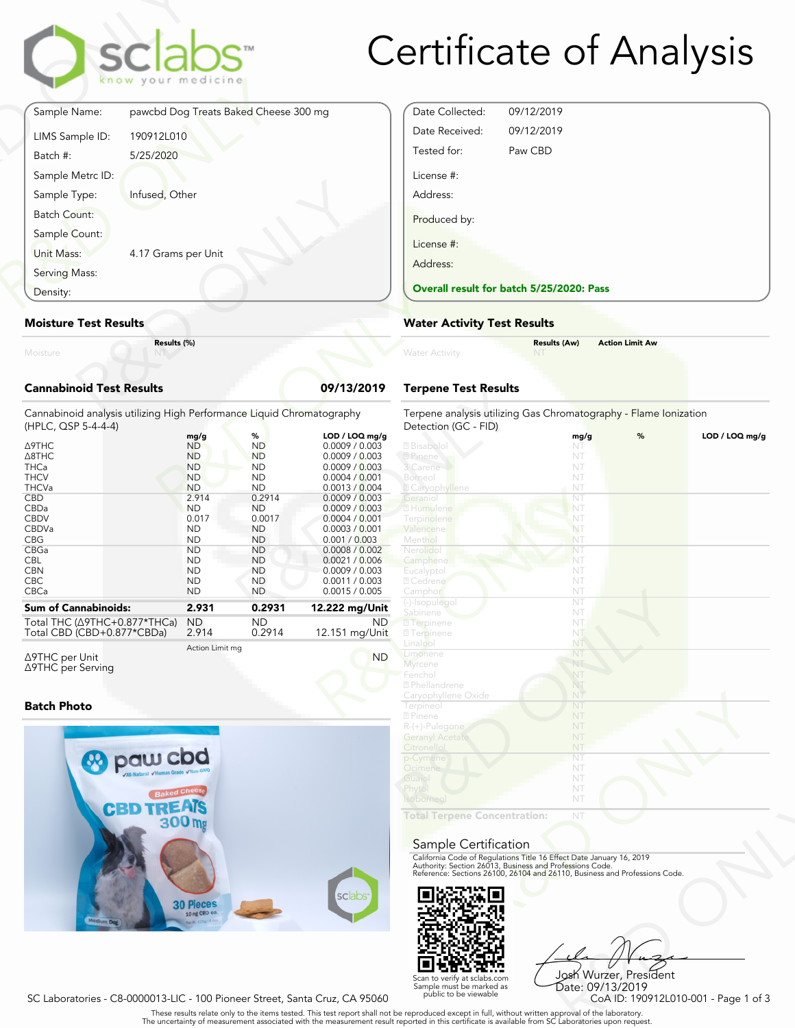# Certificate of Analysis

| | |
|---|---|
| Sample Name: | pawcbd Dog Treats Baked Cheese 300 mg |
| LIMS Sample ID: | 190912L010 |
| Batch #: | 5/25/2020 |
| Sample Metrc ID: | |
| Sample Type: | Infused, Other |
| Batch Count: | |
| Sample Count: | |
| Unit Mass: | 4.17 Grams per Unit |
| Serving Mass: | |
| Density: | |

| | |
|---|---|
| Date Collected: | 09/12/2019 |
| Date Received: | 09/12/2019 |
| Tested for: | Paw CBD |
| License #: | |
| Address: | |
| Produced by: | |
| License #: | |
| Address: | |

**Overall result for batch 5/25/2020: Pass**

## Moisture Test Results

| | Results (%) |
|---|---|
| Moisture | NT |

## Water Activity Test Results

| | Results (Aw) | Action Limit Aw |
|---|---|---|
| Water Activity | NT | |

## Cannabinoid Test Results — 09/13/2019

Cannabinoid analysis utilizing High Performance Liquid Chromatography (HPLC, QSP 5-4-4-4)

| | mg/g | % | LOD / LOQ mg/g |
|---|---|---|---|
| Δ9THC | ND | ND | 0.0009 / 0.003 |
| Δ8THC | ND | ND | 0.0009 / 0.003 |
| THCa | ND | ND | 0.0009 / 0.003 |
| THCV | ND | ND | 0.0004 / 0.001 |
| THCVa | ND | ND | 0.0013 / 0.004 |
| CBD | 2.914 | 0.2914 | 0.0009 / 0.003 |
| CBDa | ND | ND | 0.0009 / 0.003 |
| CBDV | 0.017 | 0.0017 | 0.0004 / 0.001 |
| CBDVa | ND | ND | 0.0003 / 0.001 |
| CBG | ND | ND | 0.001 / 0.003 |
| CBGa | ND | ND | 0.0008 / 0.002 |
| CBL | ND | ND | 0.0021 / 0.006 |
| CBN | ND | ND | 0.0009 / 0.003 |
| CBC | ND | ND | 0.0011 / 0.003 |
| CBCa | ND | ND | 0.0015 / 0.005 |
| **Sum of Cannabinoids:** | **2.931** | **0.2931** | **12.222 mg/Unit** |
| Total THC (Δ9THC+0.877*THCa) | ND | ND | ND |
| Total CBD (CBD+0.877*CBDa) | 2.914 | 0.2914 | 12.151 mg/Unit |

| | Action Limit mg | |
|---|---|---|
| Δ9THC per Unit | | ND |
| Δ9THC per Serving | | |

## Terpene Test Results

Terpene analysis utilizing Gas Chromatography - Flame Ionization Detection (GC - FID)

| | mg/g | % | LOD / LOQ mg/g |
|---|---|---|---|
| Bisabolol | NT | | |
| Pinene | NT | | |
| 3 Carene | NT | | |
| Borneol | NT | | |
| Caryophyllene | NT | | |
| Geraniol | NT | | |
| Humulene | NT | | |
| Terpinolene | NT | | |
| Valencene | NT | | |
| Menthol | NT | | |
| Nerolidol | NT | | |
| Camphene | NT | | |
| Eucalyptol | NT | | |
| Cedrene | NT | | |
| Camphor | NT | | |
| (-)-Isopulegol | NT | | |
| Sabinene | NT | | |
| Terpinene | NT | | |
| Terpinene | NT | | |
| Linalool | NT | | |
| Limonene | NT | | |
| Myrcene | NT | | |
| Fenchol | NT | | |
| Phellandrene | NT | | |
| Caryophyllene Oxide | NT | | |
| Terpineol | NT | | |
| Pinene | NT | | |
| R-(+)-Pulegone | NT | | |
| Geranyl Acetate | NT | | |
| Citronellol | NT | | |
| p-Cymene | NT | | |
| Ocimene | NT | | |
| Guaiol | NT | | |
| Phytol | NT | | |
| Isoborneol | NT | | |
| **Total Terpene Concentration:** | NT | | |

## Batch Photo

## Sample Certification

California Code of Regulations Title 16 Effect Date January 16, 2019
Authority: Section 26013, Business and Professions Code.
Reference: Sections 26100, 26104 and 26110, Business and Professions Code.

Scan to verify at sclabs.com
Sample must be marked as public to be viewable

Josh Wurzer, President
Date: 09/13/2019

SC Laboratories - C8-0000013-LIC - 100 Pioneer Street, Santa Cruz, CA 95060

CoA ID: 190912L010-001

These results relate only to the items tested. This test report shall not be reproduced except in full, without written approval of the laboratory. The uncertainty of measurement associated with the measurement result reported in this certificate is available from SC Laboratories upon request.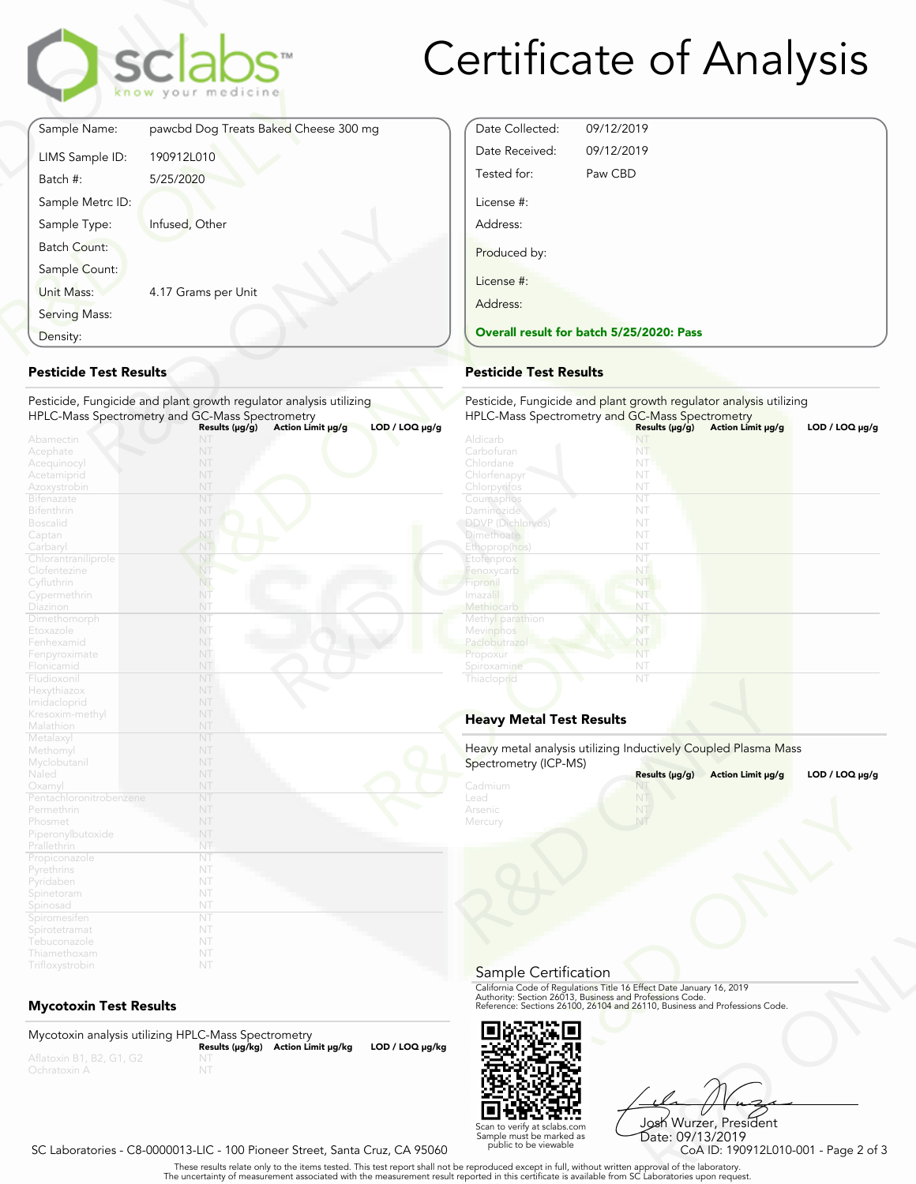# Certificate of Analysis

| | |
|---|---|
| Sample Name: | pawcbd Dog Treats Baked Cheese 300 mg |
| LIMS Sample ID: | 190912L010 |
| Batch #: | 5/25/2020 |
| Sample Metrc ID: | |
| Sample Type: | Infused, Other |
| Batch Count: | |
| Sample Count: | |
| Unit Mass: | 4.17 Grams per Unit |
| Serving Mass: | |
| Density: | |

| | |
|---|---|
| Date Collected: | 09/12/2019 |
| Date Received: | 09/12/2019 |
| Tested for: | Paw CBD |
| License #: | |
| Address: | |
| Produced by: | |
| License #: | |
| Address: | |

**Overall result for batch 5/25/2020: Pass**

## Pesticide Test Results

Pesticide, Fungicide and plant growth regulator analysis utilizing HPLC-Mass Spectrometry and GC-Mass Spectrometry

| | Results (µg/g) | Action Limit µg/g | LOD / LOQ µg/g |
|---|---|---|---|
| Abamectin | NT | | |
| Acephate | NT | | |
| Acequinocyl | NT | | |
| Acetamiprid | NT | | |
| Azoxystrobin | NT | | |
| Bifenazate | NT | | |
| Bifenthrin | NT | | |
| Boscalid | NT | | |
| Captan | NT | | |
| Carbaryl | NT | | |
| Chlorantraniliprole | NT | | |
| Clofentezine | NT | | |
| Cyfluthrin | NT | | |
| Cypermethrin | NT | | |
| Diazinon | NT | | |
| Dimethomorph | NT | | |
| Etoxazole | NT | | |
| Fenhexamid | NT | | |
| Fenpyroximate | NT | | |
| Flonicamid | NT | | |
| Fludioxonil | NT | | |
| Hexythiazox | NT | | |
| Imidacloprid | NT | | |
| Kresoxim-methyl | NT | | |
| Malathion | NT | | |
| Metalaxyl | NT | | |
| Methomyl | NT | | |
| Myclobutanil | NT | | |
| Naled | NT | | |
| Oxamyl | NT | | |
| Pentachloronitrobenzene | NT | | |
| Permethrin | NT | | |
| Phosmet | NT | | |
| Piperonylbutoxide | NT | | |
| Prallethrin | NT | | |
| Propiconazole | NT | | |
| Pyrethrins | NT | | |
| Pyridaben | NT | | |
| Spinetoram | NT | | |
| Spinosad | NT | | |
| Spiromesifen | NT | | |
| Spirotetramat | NT | | |
| Tebuconazole | NT | | |
| Thiamethoxam | NT | | |
| Trifloxystrobin | NT | | |

## Mycotoxin Test Results

Mycotoxin analysis utilizing HPLC-Mass Spectrometry

| | Results (µg/kg) | Action Limit µg/kg | LOD / LOQ µg/kg |
|---|---|---|---|
| Aflatoxin B1, B2, G1, G2 | NT | | |
| Ochratoxin A | NT | | |

## Pesticide Test Results

Pesticide, Fungicide and plant growth regulator analysis utilizing HPLC-Mass Spectrometry and GC-Mass Spectrometry

| | Results (µg/g) | Action Limit µg/g | LOD / LOQ µg/g |
|---|---|---|---|
| Aldicarb | NT | | |
| Carbofuran | NT | | |
| Chlordane | NT | | |
| Chlorfenapyr | NT | | |
| Chlorpyrifos | NT | | |
| Coumaphos | NT | | |
| Daminozide | NT | | |
| DDVP (Dichlorvos) | NT | | |
| Dimethoate | NT | | |
| Ethoprop(hos) | NT | | |
| Etofenprox | NT | | |
| Fenoxycarb | NT | | |
| Fipronil | NT | | |
| Imazalil | NT | | |
| Methiocarb | NT | | |
| Methyl parathion | NT | | |
| Mevinphos | NT | | |
| Paclobutrazol | NT | | |
| Propoxur | NT | | |
| Spiroxamine | NT | | |
| Thiacloprid | NT | | |

## Heavy Metal Test Results

Heavy metal analysis utilizing Inductively Coupled Plasma Mass Spectrometry (ICP-MS)

| | Results (µg/g) | Action Limit µg/g | LOD / LOQ µg/g |
|---|---|---|---|
| Cadmium | NT | | |
| Lead | NT | | |
| Arsenic | NT | | |
| Mercury | NT | | |

## Sample Certification

California Code of Regulations Title 16 Effect Date January 16, 2019
Authority: Section 26013, Business and Professions Code.
Reference: Sections 26100, 26104 and 26110, Business and Professions Code.

Scan to verify at sclabs.com
Sample must be marked as public to be viewable

Josh Wurzer, President
Date: 09/13/2019

SC Laboratories - C8-0000013-LIC - 100 Pioneer Street, Santa Cruz, CA 95060

CoA ID: 190912L010-001

These results relate only to the items tested. This test report shall not be reproduced except in full, without written approval of the laboratory.
The uncertainty of measurement associated with the measurement result reported in this certificate is available from SC Laboratories upon request.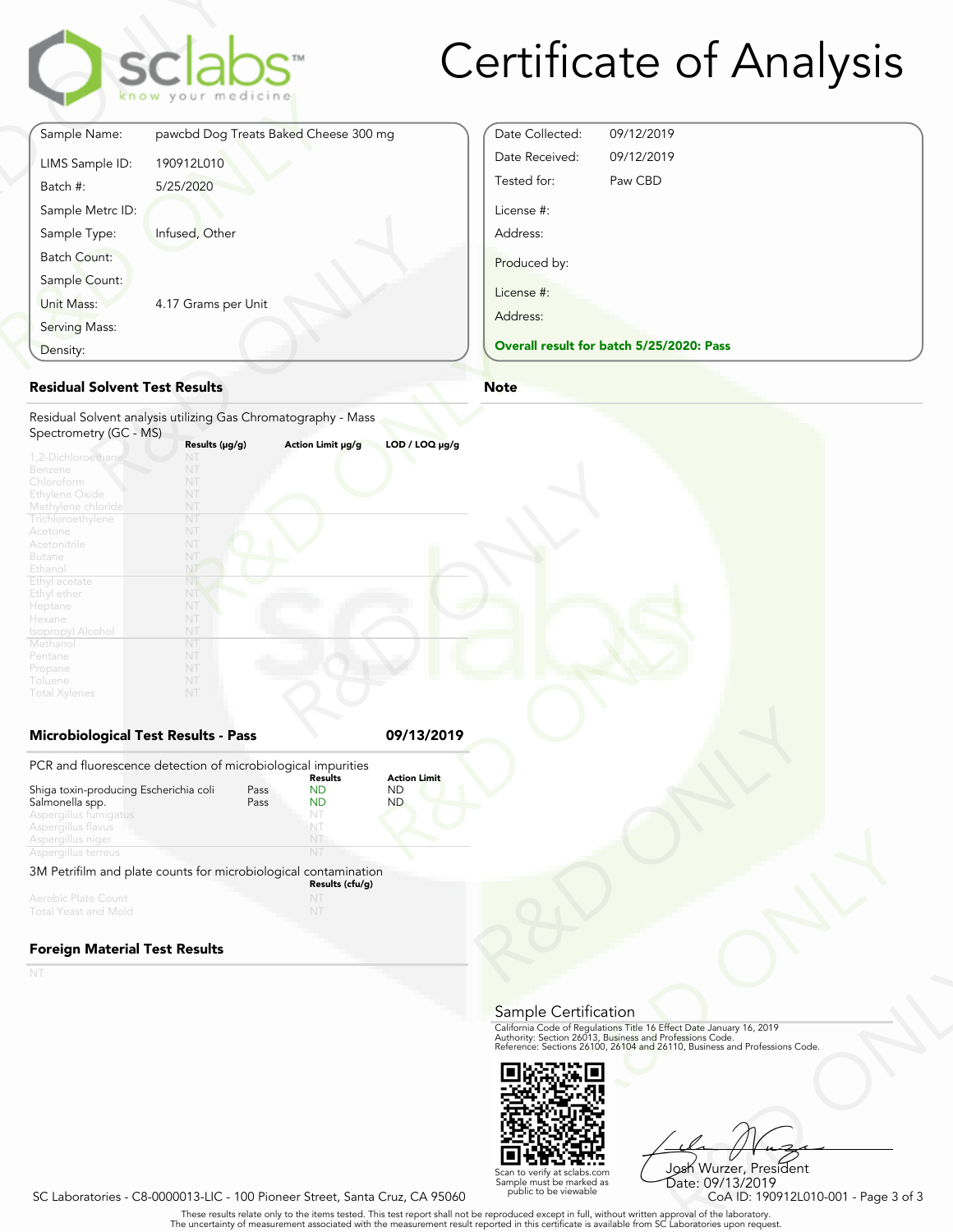# Certificate of Analysis

| | |
|---|---|
| Sample Name: | pawcbd Dog Treats Baked Cheese 300 mg |
| LIMS Sample ID: | 190912L010 |
| Batch #: | 5/25/2020 |
| Sample Metrc ID: | |
| Sample Type: | Infused, Other |
| Batch Count: | |
| Sample Count: | |
| Unit Mass: | 4.17 Grams per Unit |
| Serving Mass: | |
| Density: | |

| | |
|---|---|
| Date Collected: | 09/12/2019 |
| Date Received: | 09/12/2019 |
| Tested for: | Paw CBD |
| License #: | |
| Address: | |
| Produced by: | |
| License #: | |
| Address: | |

**Overall result for batch 5/25/2020: Pass**

## Residual Solvent Test Results

Residual Solvent analysis utilizing Gas Chromatography - Mass Spectrometry (GC - MS)

| | Results (µg/g) | Action Limit µg/g | LOD / LOQ µg/g |
|---|---|---|---|
| 1,2-Dichloroethane | NT | | |
| Benzene | NT | | |
| Chloroform | NT | | |
| Ethylene Oxide | NT | | |
| Methylene chloride | NT | | |
| Trichloroethylene | NT | | |
| Acetone | NT | | |
| Acetonitrile | NT | | |
| Butane | NT | | |
| Ethanol | NT | | |
| Ethyl acetate | NT | | |
| Ethyl ether | NT | | |
| Heptane | NT | | |
| Hexane | NT | | |
| Isopropyl Alcohol | NT | | |
| Methanol | NT | | |
| Pentane | NT | | |
| Propane | NT | | |
| Toluene | NT | | |
| Total Xylenes | NT | | |

## Microbiological Test Results - Pass

09/13/2019

PCR and fluorescence detection of microbiological impurities

| | | Results | Action Limit |
|---|---|---|---|
| Shiga toxin-producing Escherichia coli | Pass | ND | ND |
| Salmonella spp. | Pass | ND | ND |
| Aspergillus fumigatus | | NT | |
| Aspergillus flavus | | NT | |
| Aspergillus niger | | NT | |
| Aspergillus terreus | | NT | |

3M Petrifilm and plate counts for microbiological contamination

| | Results (cfu/g) |
|---|---|
| Aerobic Plate Count | NT |
| Total Yeast and Mold | NT |

## Foreign Material Test Results

NT

## Note

## Sample Certification

California Code of Regulations Title 16 Effect Date January 16, 2019
Authority: Section 26013, Business and Professions Code.
Reference: Sections 26100, 26104 and 26110, Business and Professions Code.

Scan to verify at sclabs.com
Sample must be marked as public to be viewable

Josh Wurzer, President
Date: 09/13/2019

SC Laboratories - C8-0000013-LIC - 100 Pioneer Street, Santa Cruz, CA 95060

CoA ID: 190912L010-001

These results relate only to the items tested. This test report shall not be reproduced except in full, without written approval of the laboratory.
The uncertainty of measurement associated with the measurement result reported in this certificate is available from SC Laboratories upon request.